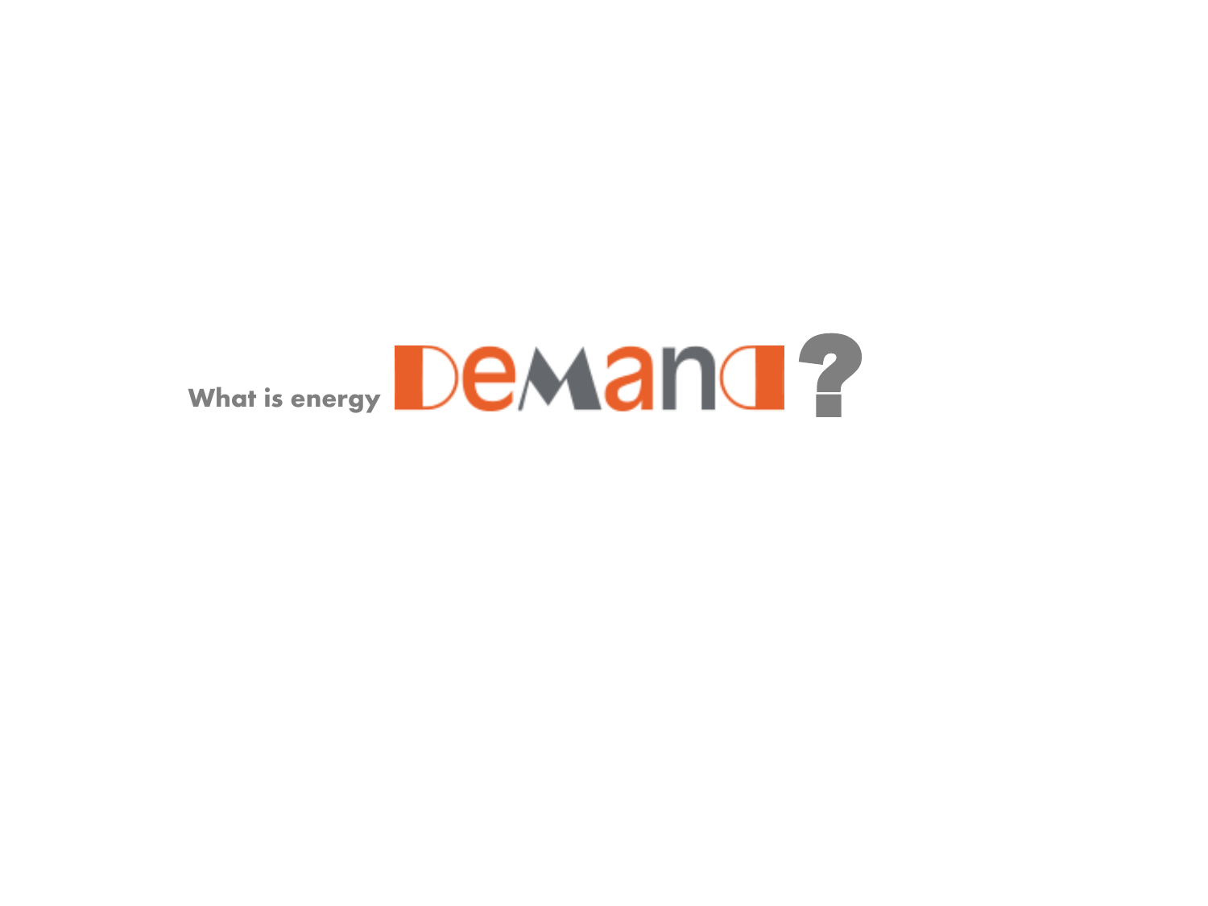# What is energy DEMAND?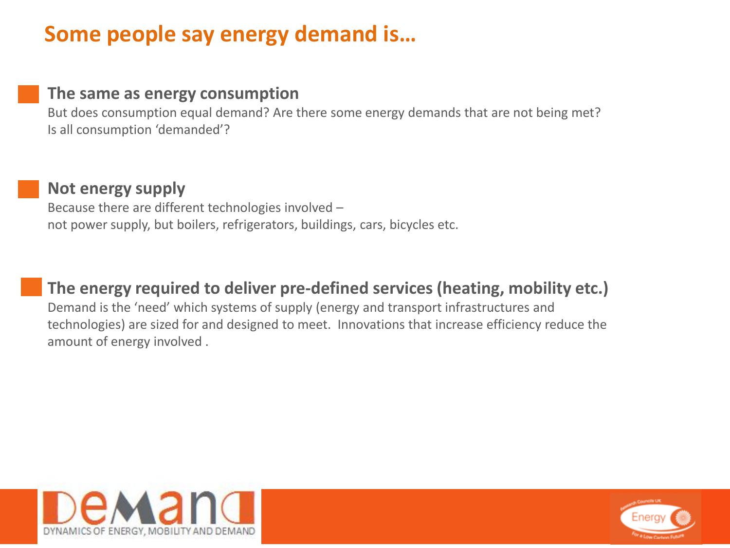# Some people say energy demand is…

## The same as energy consumption

But does consumption equal demand? Are there some energy demands that are not being met? Is all consumption 'demanded'?

## Not energy supply

Because there are different technologies involved –
not power supply, but boilers, refrigerators, buildings, cars, bicycles etc.

## The energy required to deliver pre-defined services (heating, mobility etc.)

Demand is the 'need' which systems of supply (energy and transport infrastructures and technologies) are sized for and designed to meet. Innovations that increase efficiency reduce the amount of energy involved .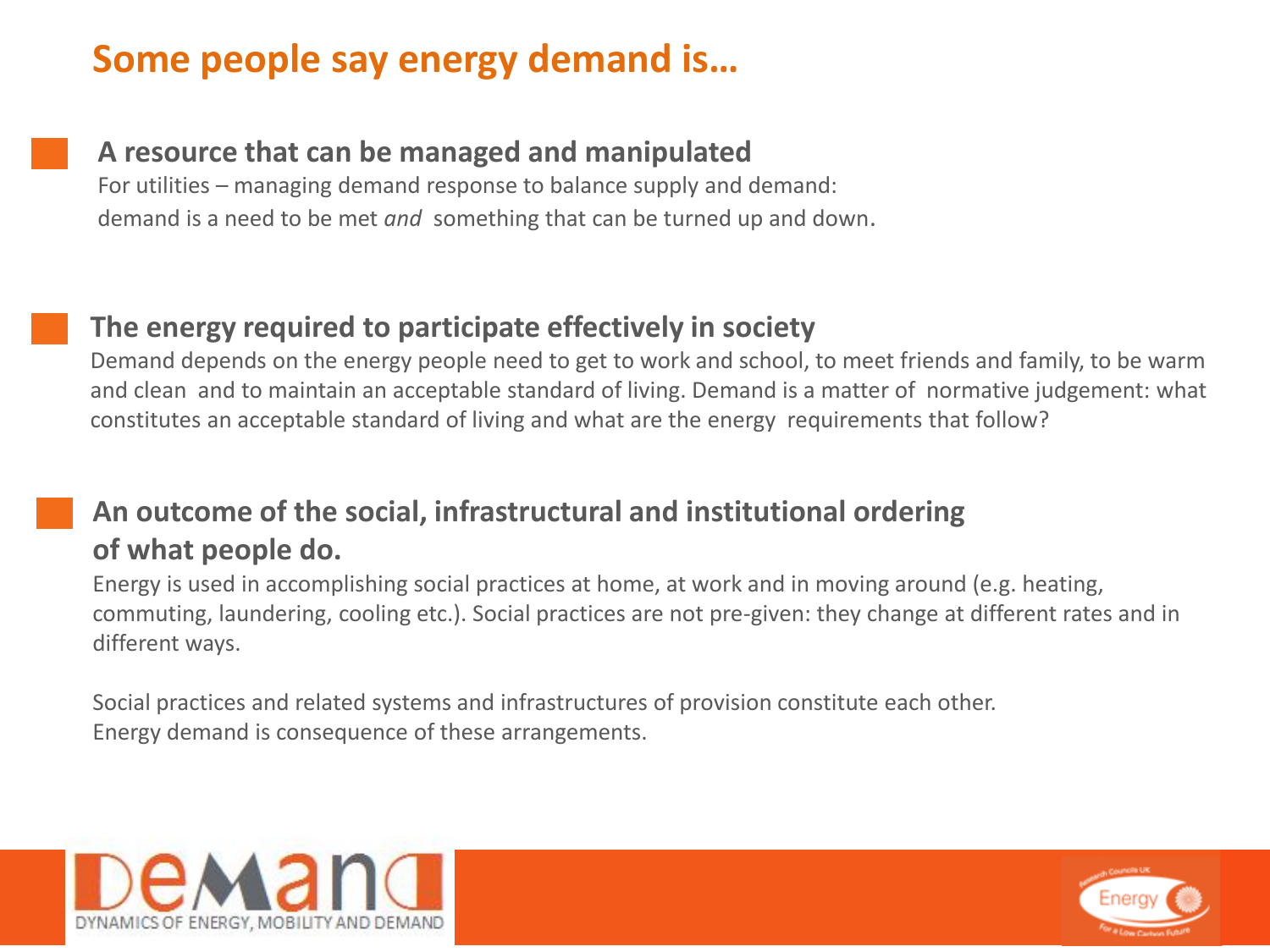# Some people say energy demand is…

### A resource that can be managed and manipulated

For utilities – managing demand response to balance supply and demand:
demand is a need to be met *and* something that can be turned up and down.

### The energy required to participate effectively in society

Demand depends on the energy people need to get to work and school, to meet friends and family, to be warm and clean and to maintain an acceptable standard of living. Demand is a matter of normative judgement: what constitutes an acceptable standard of living and what are the energy requirements that follow?

### An outcome of the social, infrastructural and institutional ordering of what people do.

Energy is used in accomplishing social practices at home, at work and in moving around (e.g. heating, commuting, laundering, cooling etc.). Social practices are not pre-given: they change at different rates and in different ways.

Social practices and related systems and infrastructures of provision constitute each other.
Energy demand is consequence of these arrangements.

DEMAND
DYNAMICS OF ENERGY, MOBILITY AND DEMAND

Research Councils UK Energy — For a Low Carbon Future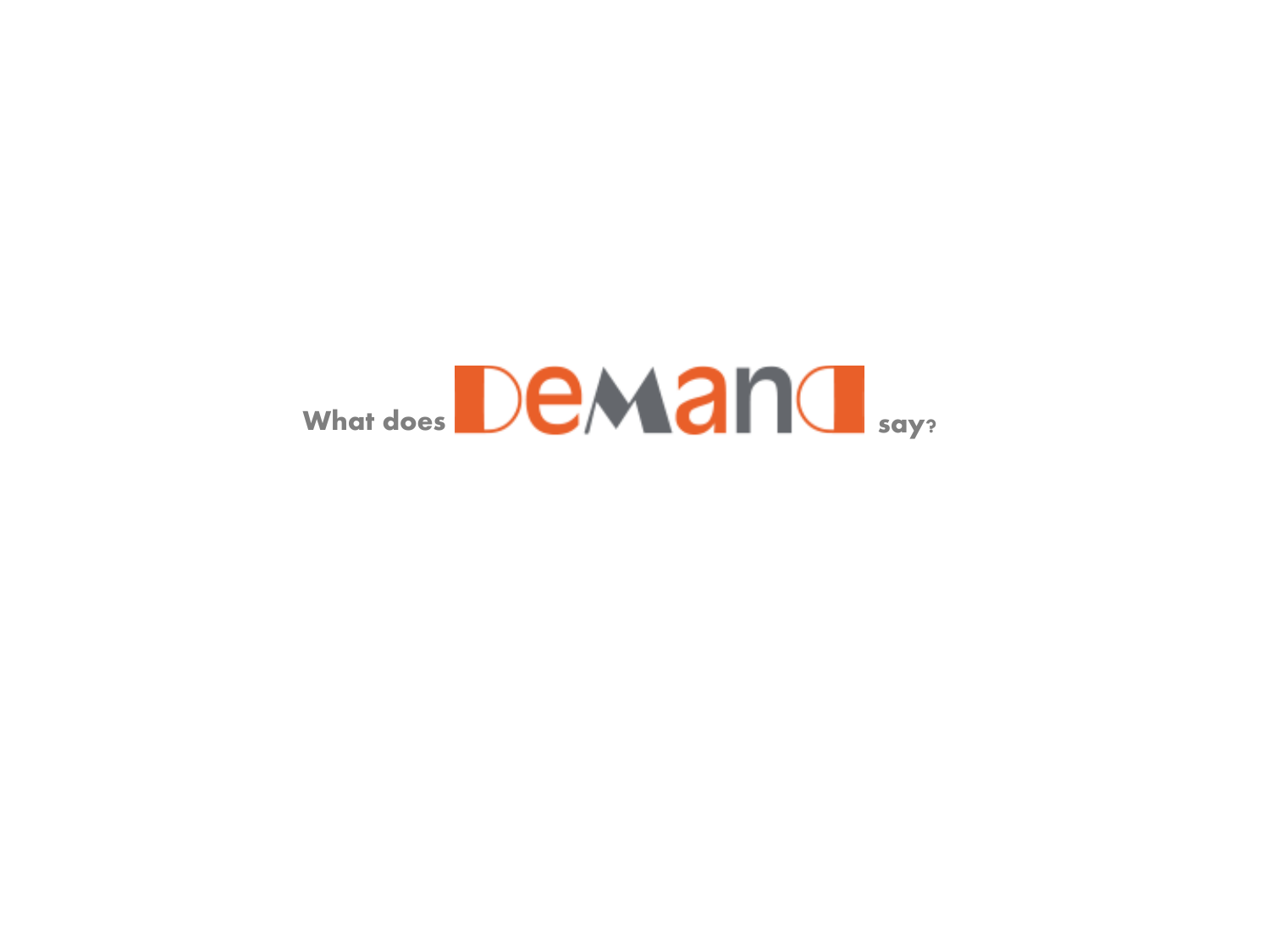What does DEMAND say?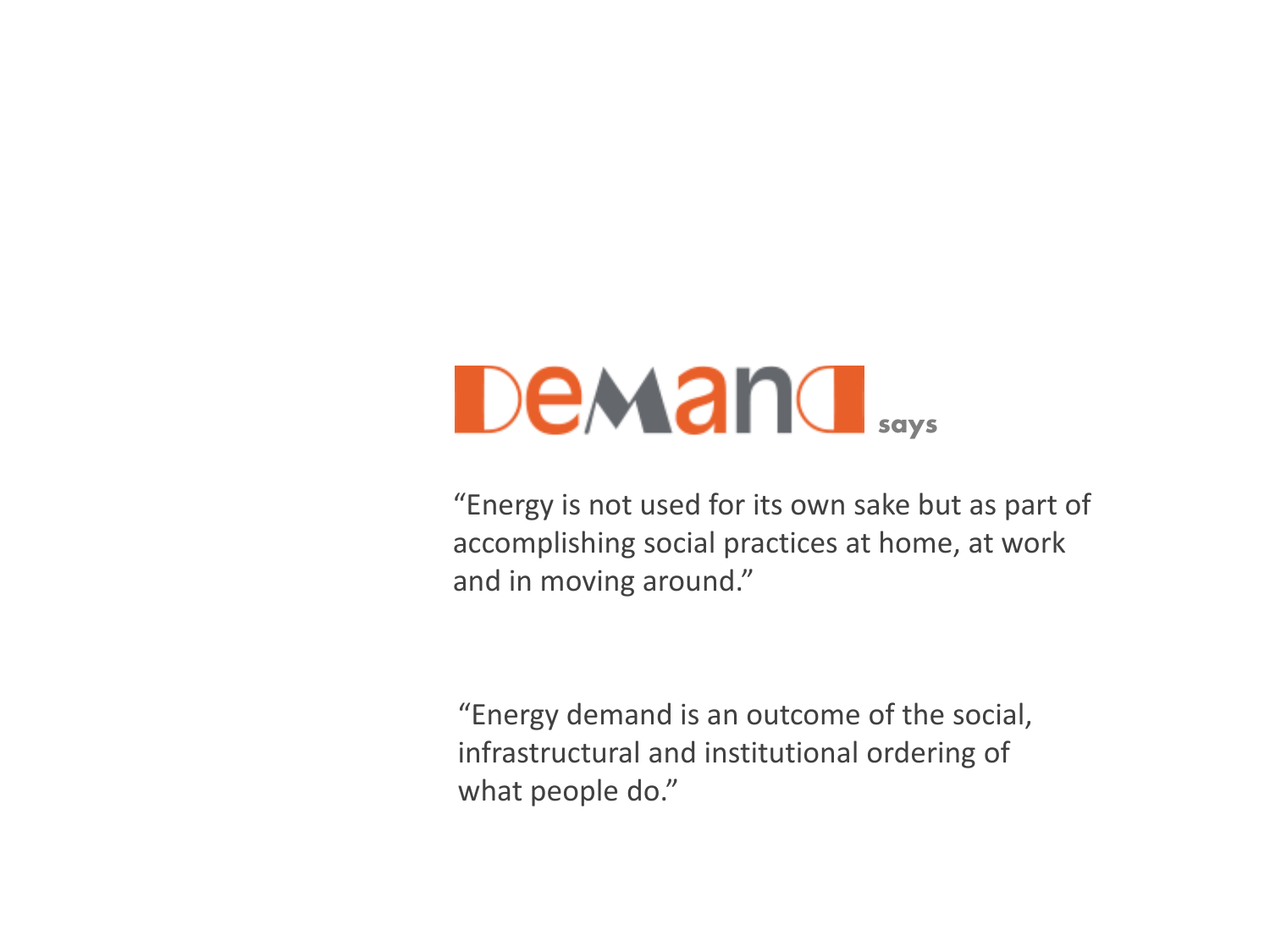# DEMAND says

"Energy is not used for its own sake but as part of accomplishing social practices at home, at work and in moving around."

"Energy demand is an outcome of the social, infrastructural and institutional ordering of what people do."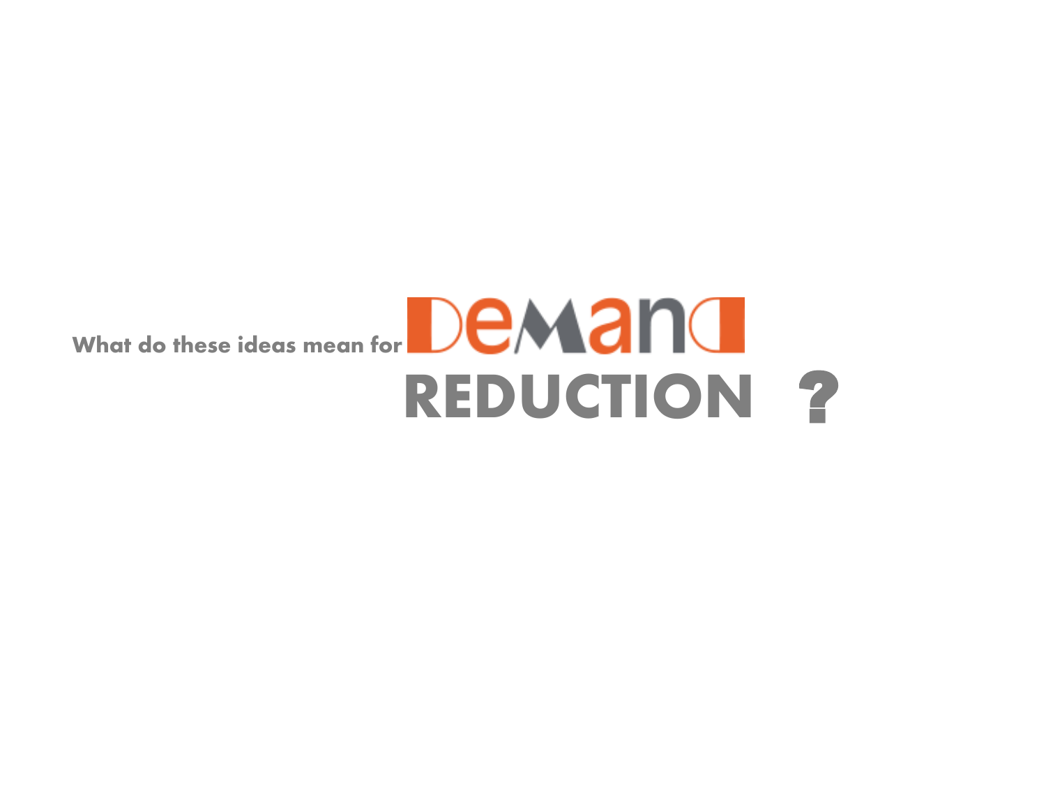What do these ideas mean for **DEMAND REDUCTION ?**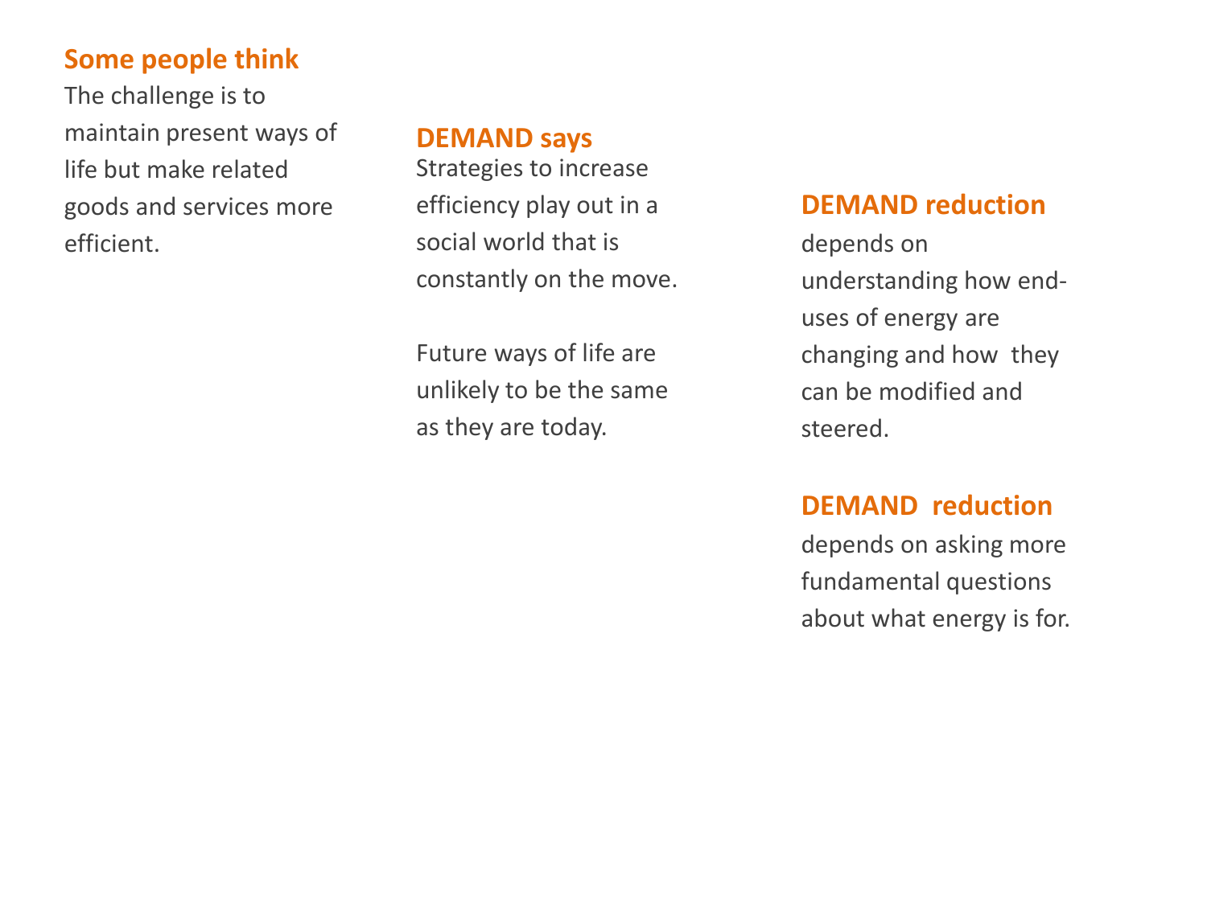**Some people think**

The challenge is to maintain present ways of life but make related goods and services more efficient.

**DEMAND says**

Strategies to increase efficiency play out in a social world that is constantly on the move.

Future ways of life are unlikely to be the same as they are today.

**DEMAND reduction**

depends on understanding how end-uses of energy are changing and how they can be modified and steered.

**DEMAND reduction**

depends on asking more fundamental questions about what energy is for.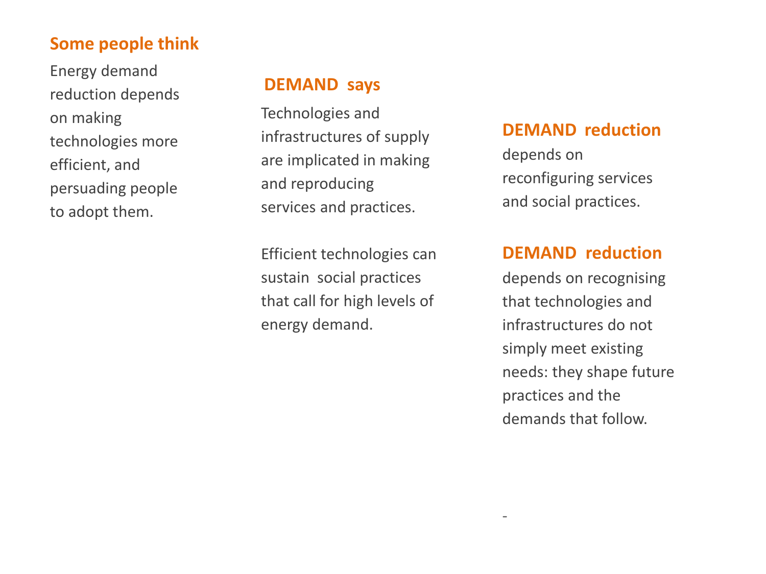## Some people think

Energy demand reduction depends on making technologies more efficient, and persuading people to adopt them.

## DEMAND says

Technologies and infrastructures of supply are implicated in making and reproducing services and practices.

Efficient technologies can sustain social practices that call for high levels of energy demand.

## DEMAND reduction

depends on reconfiguring services and social practices.

## DEMAND reduction

depends on recognising that technologies and infrastructures do not simply meet existing needs: they shape future practices and the demands that follow.

-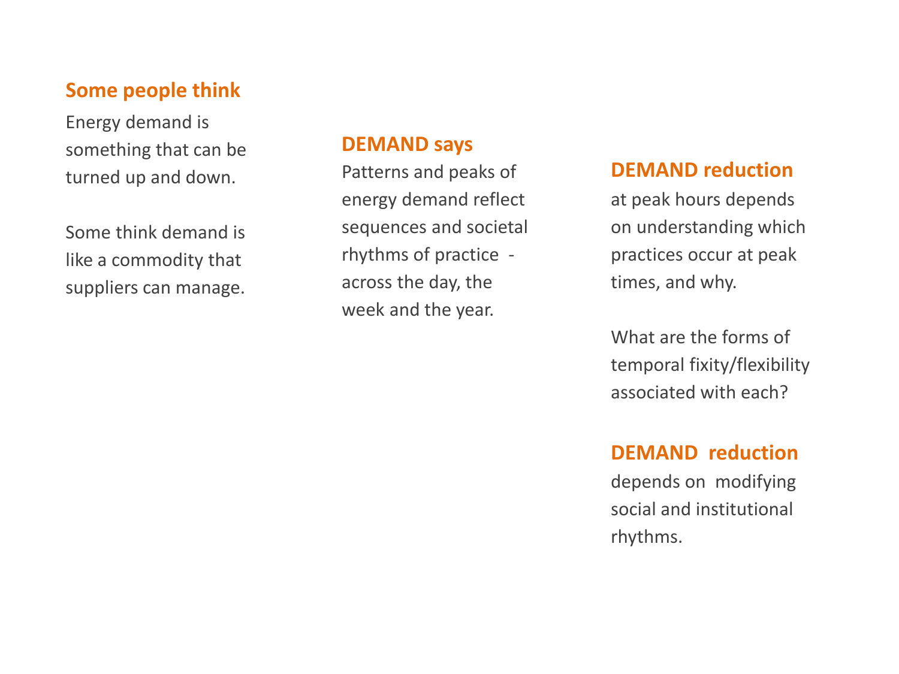**Some people think**

Energy demand is something that can be turned up and down.

Some think demand is like a commodity that suppliers can manage.

**DEMAND says**

Patterns and peaks of energy demand reflect sequences and societal rhythms of practice - across the day, the week and the year.

**DEMAND reduction**

at peak hours depends on understanding which practices occur at peak times, and why.

What are the forms of temporal fixity/flexibility associated with each?

**DEMAND reduction**

depends on modifying social and institutional rhythms.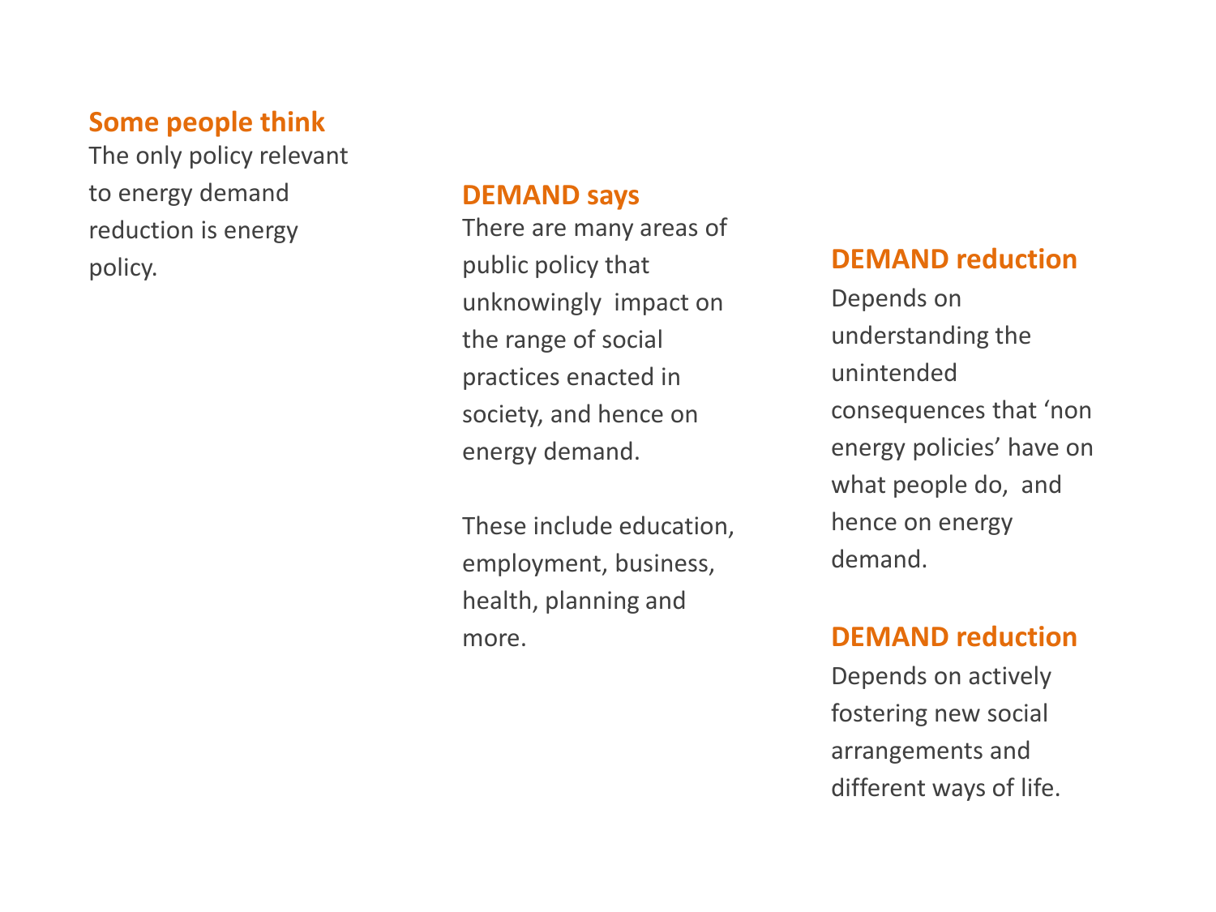**Some people think**

The only policy relevant to energy demand reduction is energy policy.

**DEMAND says**

There are many areas of public policy that unknowingly impact on the range of social practices enacted in society, and hence on energy demand.

These include education, employment, business, health, planning and more.

**DEMAND reduction**

Depends on understanding the unintended consequences that 'non energy policies' have on what people do, and hence on energy demand.

**DEMAND reduction**

Depends on actively fostering new social arrangements and different ways of life.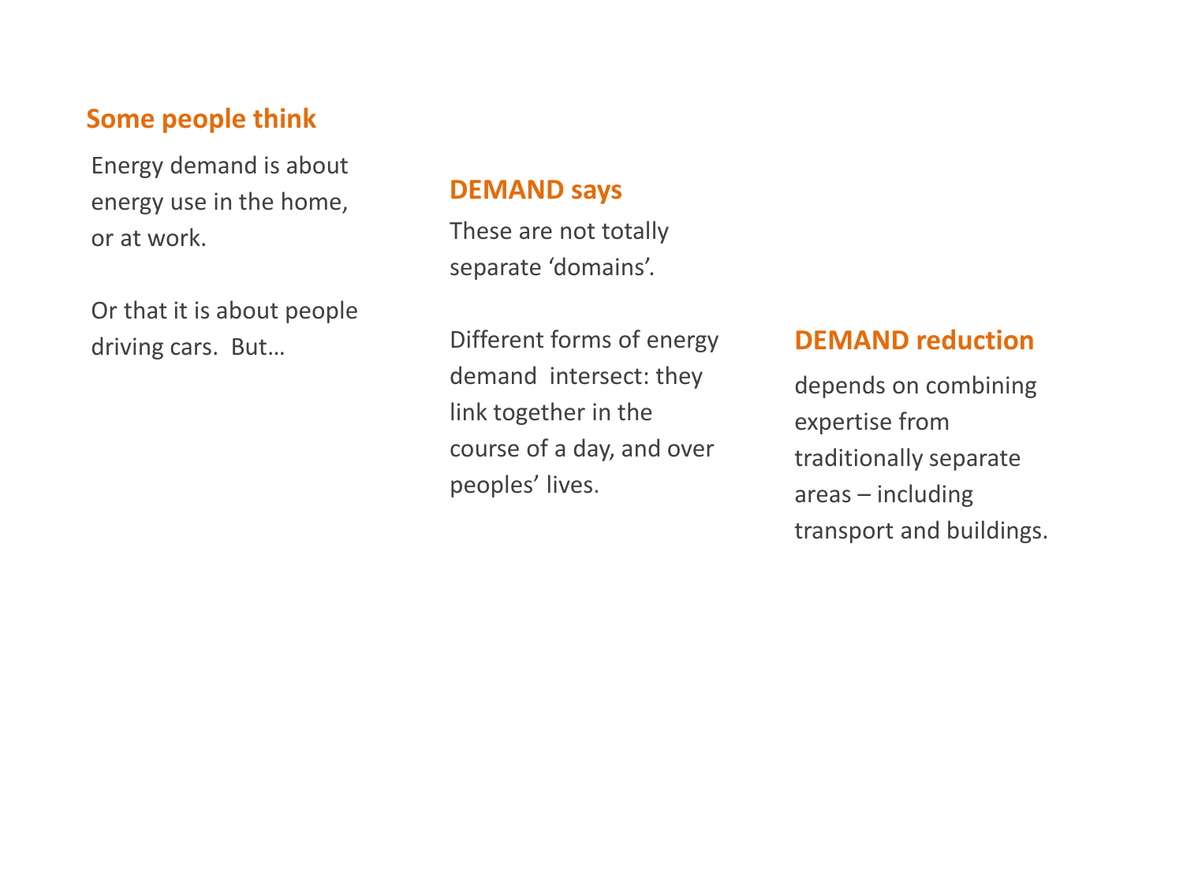### Some people think

Energy demand is about energy use in the home, or at work.

Or that it is about people driving cars. But…

### DEMAND says

These are not totally separate 'domains'.

Different forms of energy demand intersect: they link together in the course of a day, and over peoples' lives.

### DEMAND reduction

depends on combining expertise from traditionally separate areas – including transport and buildings.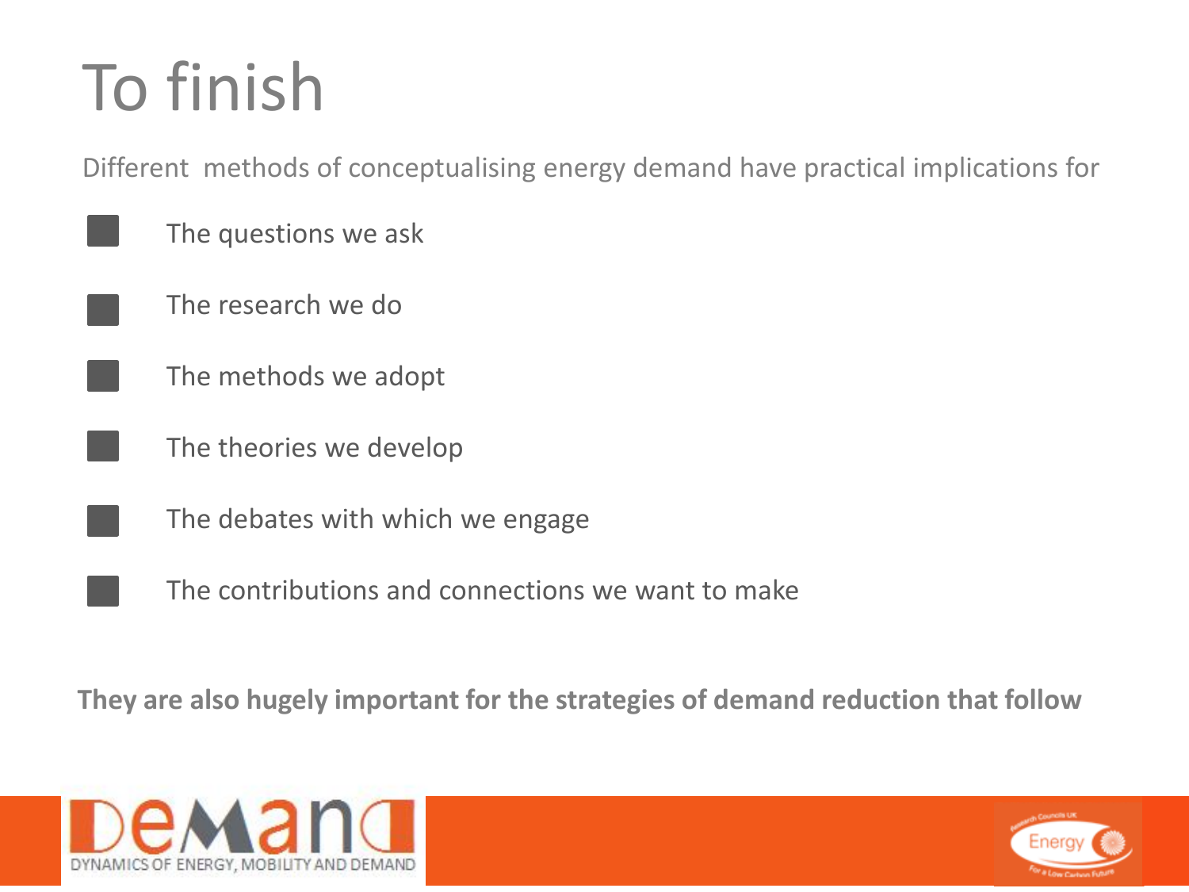# To finish

Different methods of conceptualising energy demand have practical implications for

- The questions we ask
- The research we do
- The methods we adopt
- The theories we develop
- The debates with which we engage
- The contributions and connections we want to make

**They are also hugely important for the strategies of demand reduction that follow**